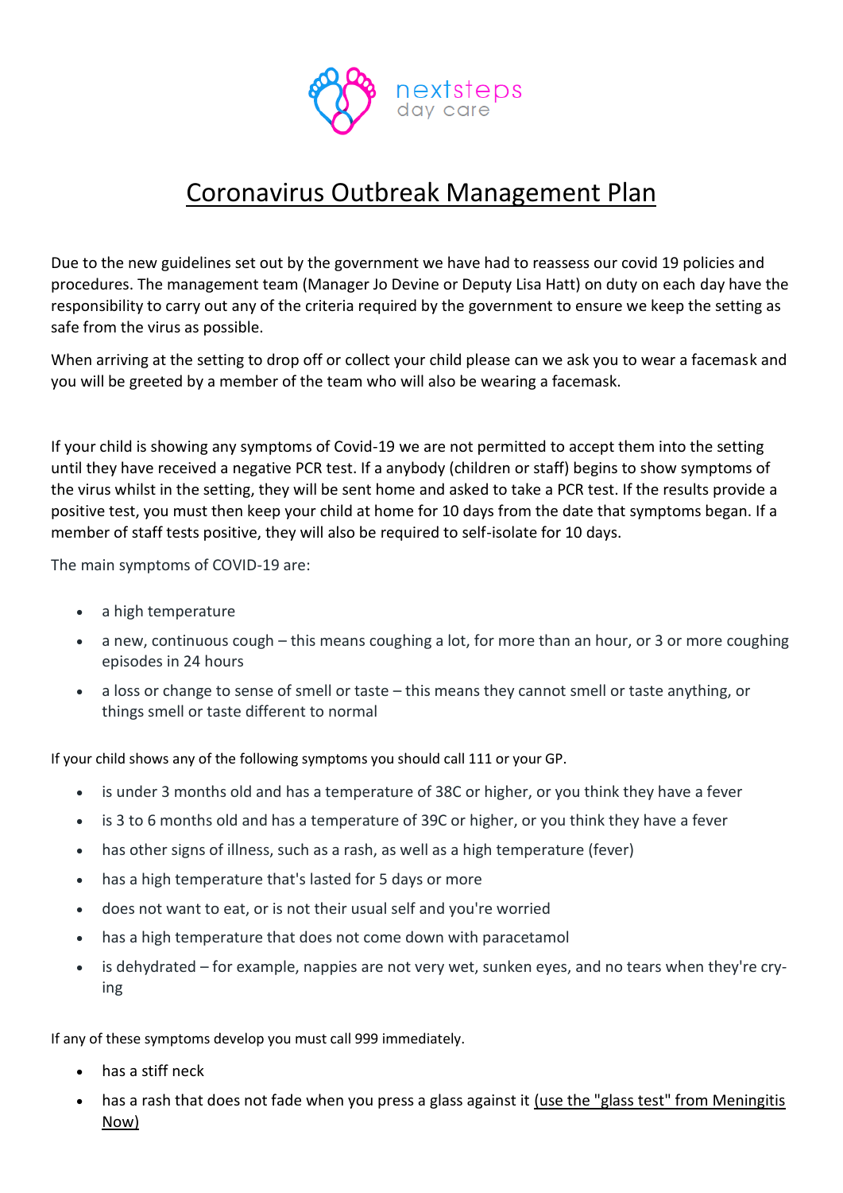# Coronavirus Outbreak Management Plan

Due to the new guidelines set out by the government we have had to reassess our covid 19 policies and procedures. The management team (Manager Jo Devine or Deputy Lisa Hatt) on duty on each day have the responsibility to carry out any of the criteria required by the government to ensure we keep the setting as safe from the virus as possible.

When arriving at the setting to drop off or collect your child please can we ask you to wear a facemask and you will be greeted by a member of the team who will also be wearing a facemask.

If your child is showing any symptoms of Covid-19 we are not permitted to accept them into the setting until they have received a negative PCR test. If a anybody (children or staff) begins to show symptoms of the virus whilst in the setting, they will be sent home and asked to take a PCR test. If the results provide a positive test, you must then keep your child at home for 10 days from the date that symptoms began. If a member of staff tests positive, they will also be required to self-isolate for 10 days.

The main symptoms of COVID-19 are:

- a high temperature
- a new, continuous cough – this means coughing a lot, for more than an hour, or 3 or more coughing episodes in 24 hours
- a loss or change to sense of smell or taste – this means they cannot smell or taste anything, or things smell or taste different to normal

If your child shows any of the following symptoms you should call 111 or your GP.

- is under 3 months old and has a temperature of 38C or higher, or you think they have a fever
- is 3 to 6 months old and has a temperature of 39C or higher, or you think they have a fever
- has other signs of illness, such as a rash, as well as a high temperature (fever)
- has a high temperature that's lasted for 5 days or more
- does not want to eat, or is not their usual self and you're worried
- has a high temperature that does not come down with paracetamol
- is dehydrated – for example, nappies are not very wet, sunken eyes, and no tears when they're crying

If any of these symptoms develop you must call 999 immediately.

- has a stiff neck
- has a rash that does not fade when you press a glass against it (use the "glass test" from Meningitis Now)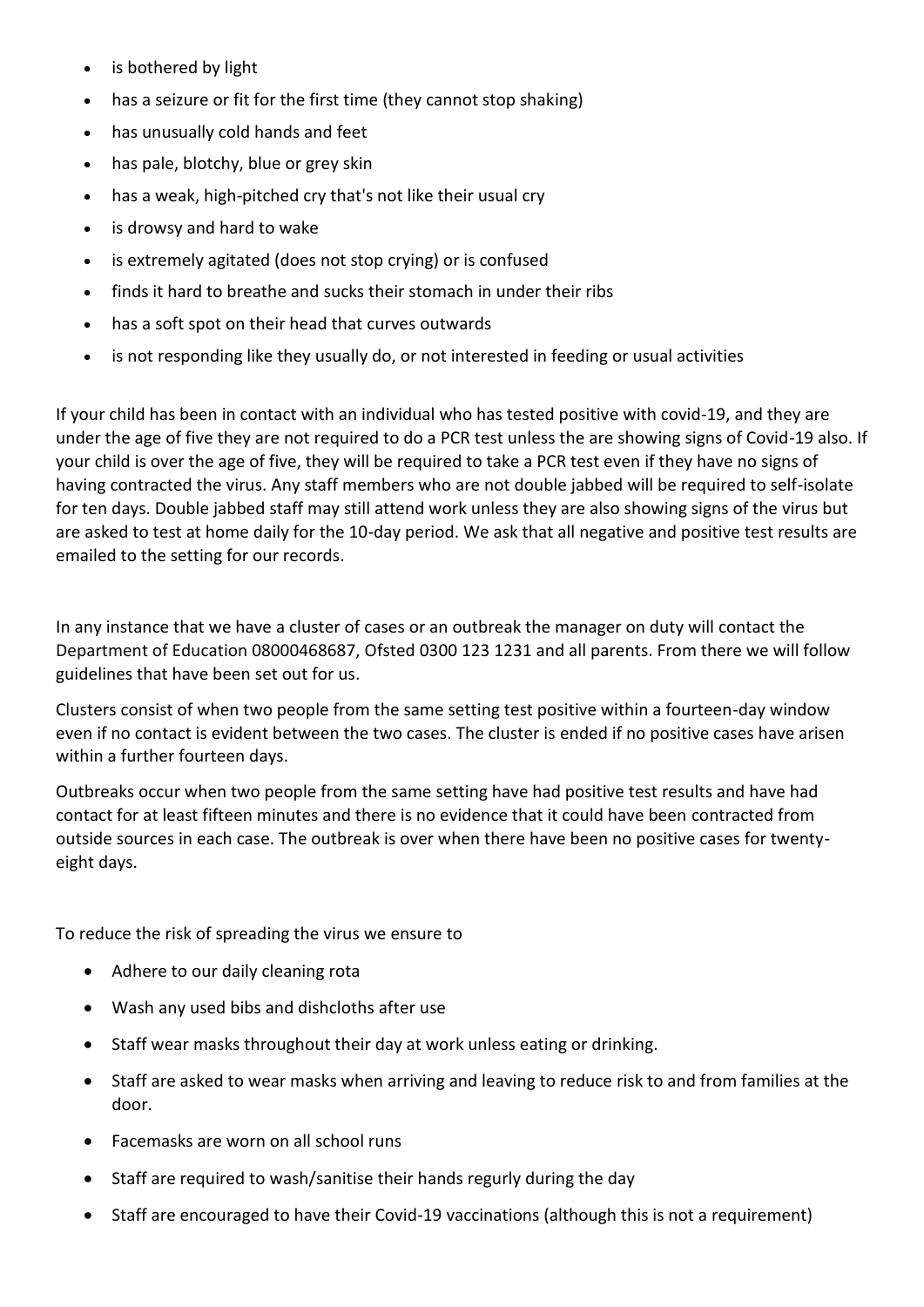- is bothered by light
- has a seizure or fit for the first time (they cannot stop shaking)
- has unusually cold hands and feet
- has pale, blotchy, blue or grey skin
- has a weak, high-pitched cry that's not like their usual cry
- is drowsy and hard to wake
- is extremely agitated (does not stop crying) or is confused
- finds it hard to breathe and sucks their stomach in under their ribs
- has a soft spot on their head that curves outwards
- is not responding like they usually do, or not interested in feeding or usual activities

If your child has been in contact with an individual who has tested positive with covid-19, and they are under the age of five they are not required to do a PCR test unless the are showing signs of Covid-19 also. If your child is over the age of five, they will be required to take a PCR test even if they have no signs of having contracted the virus. Any staff members who are not double jabbed will be required to self-isolate for ten days. Double jabbed staff may still attend work unless they are also showing signs of the virus but are asked to test at home daily for the 10-day period. We ask that all negative and positive test results are emailed to the setting for our records.

In any instance that we have a cluster of cases or an outbreak the manager on duty will contact the Department of Education 08000468687, Ofsted 0300 123 1231 and all parents. From there we will follow guidelines that have been set out for us.

Clusters consist of when two people from the same setting test positive within a fourteen-day window even if no contact is evident between the two cases. The cluster is ended if no positive cases have arisen within a further fourteen days.

Outbreaks occur when two people from the same setting have had positive test results and have had contact for at least fifteen minutes and there is no evidence that it could have been contracted from outside sources in each case. The outbreak is over when there have been no positive cases for twenty-eight days.

To reduce the risk of spreading the virus we ensure to

- Adhere to our daily cleaning rota
- Wash any used bibs and dishcloths after use
- Staff wear masks throughout their day at work unless eating or drinking.
- Staff are asked to wear masks when arriving and leaving to reduce risk to and from families at the door.
- Facemasks are worn on all school runs
- Staff are required to wash/sanitise their hands regurly during the day
- Staff are encouraged to have their Covid-19 vaccinations (although this is not a requirement)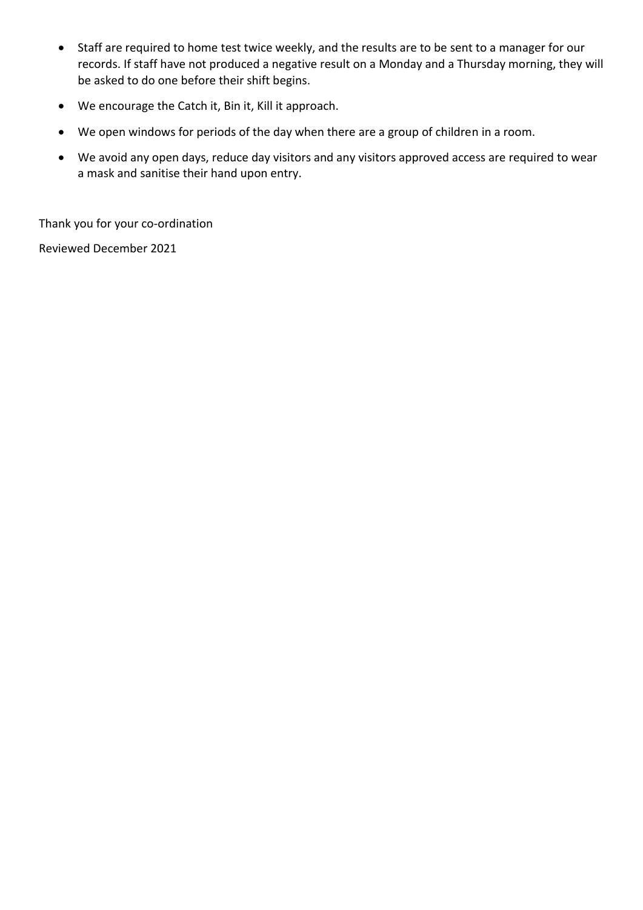- Staff are required to home test twice weekly, and the results are to be sent to a manager for our records. If staff have not produced a negative result on a Monday and a Thursday morning, they will be asked to do one before their shift begins.
- We encourage the Catch it, Bin it, Kill it approach.
- We open windows for periods of the day when there are a group of children in a room.
- We avoid any open days, reduce day visitors and any visitors approved access are required to wear a mask and sanitise their hand upon entry.

Thank you for your co-ordination

Reviewed December 2021